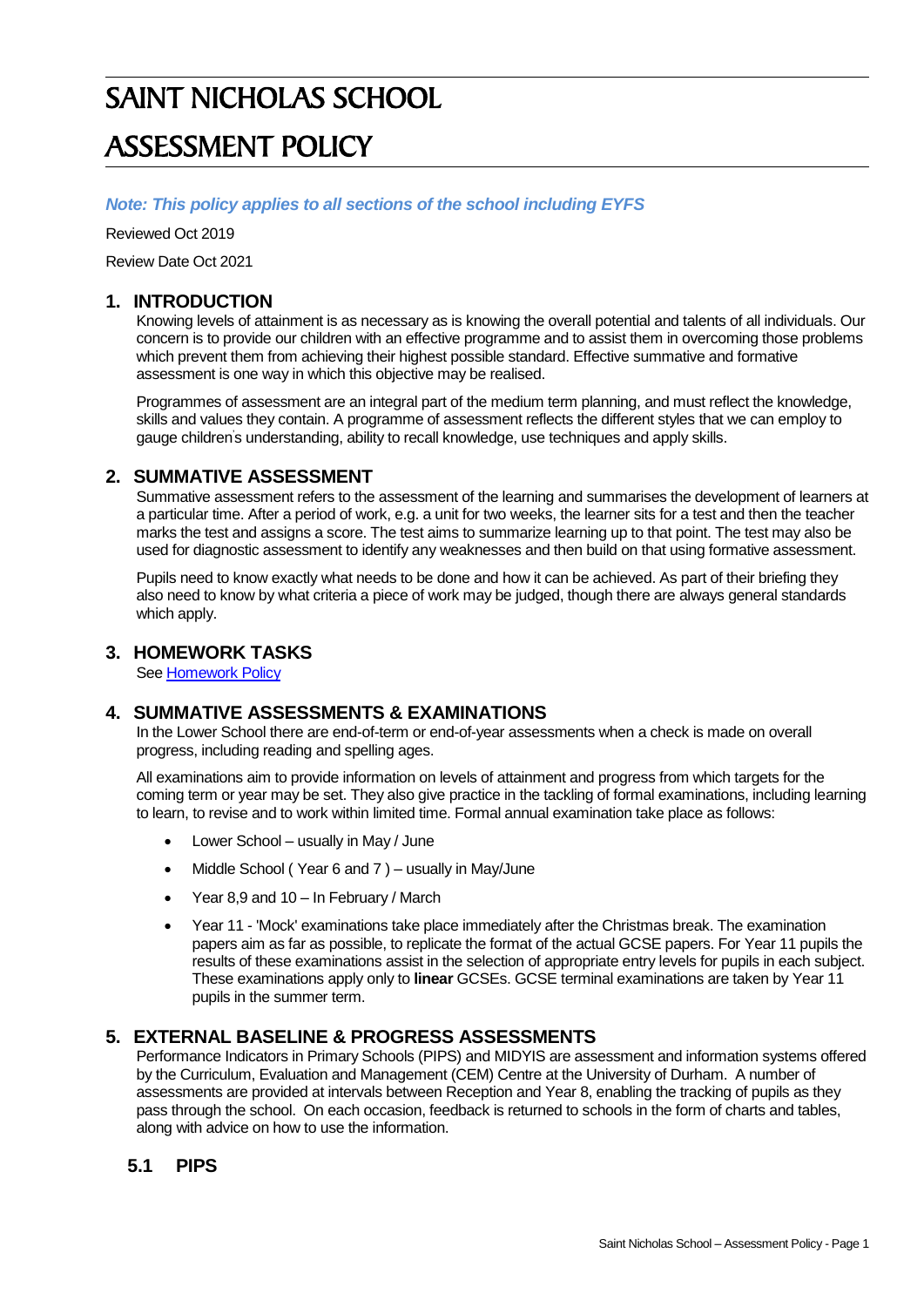# SAINT NICHOLAS SCHOOL

# ASSESSMENT POLICY

***Note: This policy applies to all sections of the school including EYFS***

Reviewed Oct 2019

Review Date Oct 2021

## 1. INTRODUCTION

Knowing levels of attainment is as necessary as is knowing the overall potential and talents of all individuals. Our concern is to provide our children with an effective programme and to assist them in overcoming those problems which prevent them from achieving their highest possible standard. Effective summative and formative assessment is one way in which this objective may be realised.

Programmes of assessment are an integral part of the medium term planning, and must reflect the knowledge, skills and values they contain. A programme of assessment reflects the different styles that we can employ to gauge children's understanding, ability to recall knowledge, use techniques and apply skills.

## 2. SUMMATIVE ASSESSMENT

Summative assessment refers to the assessment of the learning and summarises the development of learners at a particular time. After a period of work, e.g. a unit for two weeks, the learner sits for a test and then the teacher marks the test and assigns a score. The test aims to summarize learning up to that point. The test may also be used for diagnostic assessment to identify any weaknesses and then build on that using formative assessment.

Pupils need to know exactly what needs to be done and how it can be achieved. As part of their briefing they also need to know by what criteria a piece of work may be judged, though there are always general standards which apply.

## 3. HOMEWORK TASKS

See [Homework Policy]

## 4. SUMMATIVE ASSESSMENTS & EXAMINATIONS

In the Lower School there are end-of-term or end-of-year assessments when a check is made on overall progress, including reading and spelling ages.

All examinations aim to provide information on levels of attainment and progress from which targets for the coming term or year may be set. They also give practice in the tackling of formal examinations, including learning to learn, to revise and to work within limited time. Formal annual examination take place as follows:

- Lower School – usually in May / June
- Middle School ( Year 6 and 7 ) – usually in May/June
- Year 8,9 and 10 – In February / March
- Year 11 - 'Mock' examinations take place immediately after the Christmas break. The examination papers aim as far as possible, to replicate the format of the actual GCSE papers. For Year 11 pupils the results of these examinations assist in the selection of appropriate entry levels for pupils in each subject. These examinations apply only to **linear** GCSEs. GCSE terminal examinations are taken by Year 11 pupils in the summer term.

## 5. EXTERNAL BASELINE & PROGRESS ASSESSMENTS

Performance Indicators in Primary Schools (PIPS) and MIDYIS are assessment and information systems offered by the Curriculum, Evaluation and Management (CEM) Centre at the University of Durham. A number of assessments are provided at intervals between Reception and Year 8, enabling the tracking of pupils as they pass through the school. On each occasion, feedback is returned to schools in the form of charts and tables, along with advice on how to use the information.

### 5.1 PIPS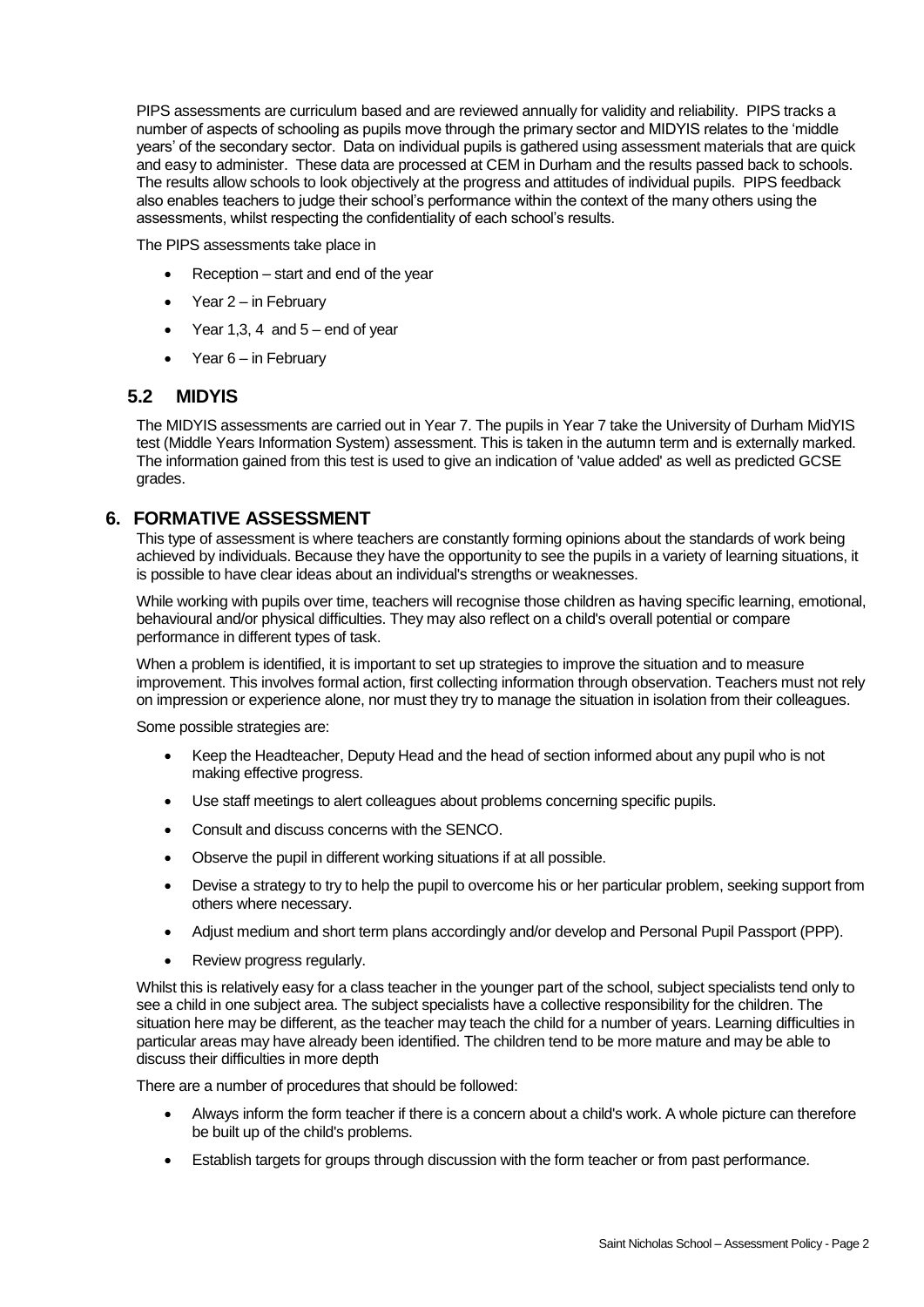PIPS assessments are curriculum based and are reviewed annually for validity and reliability. PIPS tracks a number of aspects of schooling as pupils move through the primary sector and MIDYIS relates to the 'middle years' of the secondary sector. Data on individual pupils is gathered using assessment materials that are quick and easy to administer. These data are processed at CEM in Durham and the results passed back to schools. The results allow schools to look objectively at the progress and attitudes of individual pupils. PIPS feedback also enables teachers to judge their school's performance within the context of the many others using the assessments, whilst respecting the confidentiality of each school's results.

The PIPS assessments take place in

- Reception – start and end of the year
- Year 2 – in February
- Year 1,3, 4 and 5 – end of year
- Year 6 – in February

### 5.2 MIDYIS

The MIDYIS assessments are carried out in Year 7. The pupils in Year 7 take the University of Durham MidYIS test (Middle Years Information System) assessment. This is taken in the autumn term and is externally marked. The information gained from this test is used to give an indication of 'value added' as well as predicted GCSE grades.

## 6. FORMATIVE ASSESSMENT

This type of assessment is where teachers are constantly forming opinions about the standards of work being achieved by individuals. Because they have the opportunity to see the pupils in a variety of learning situations, it is possible to have clear ideas about an individual's strengths or weaknesses.

While working with pupils over time, teachers will recognise those children as having specific learning, emotional, behavioural and/or physical difficulties. They may also reflect on a child's overall potential or compare performance in different types of task.

When a problem is identified, it is important to set up strategies to improve the situation and to measure improvement. This involves formal action, first collecting information through observation. Teachers must not rely on impression or experience alone, nor must they try to manage the situation in isolation from their colleagues.

Some possible strategies are:

- Keep the Headteacher, Deputy Head and the head of section informed about any pupil who is not making effective progress.
- Use staff meetings to alert colleagues about problems concerning specific pupils.
- Consult and discuss concerns with the SENCO.
- Observe the pupil in different working situations if at all possible.
- Devise a strategy to try to help the pupil to overcome his or her particular problem, seeking support from others where necessary.
- Adjust medium and short term plans accordingly and/or develop and Personal Pupil Passport (PPP).
- Review progress regularly.

Whilst this is relatively easy for a class teacher in the younger part of the school, subject specialists tend only to see a child in one subject area. The subject specialists have a collective responsibility for the children. The situation here may be different, as the teacher may teach the child for a number of years. Learning difficulties in particular areas may have already been identified. The children tend to be more mature and may be able to discuss their difficulties in more depth

There are a number of procedures that should be followed:

- Always inform the form teacher if there is a concern about a child's work. A whole picture can therefore be built up of the child's problems.
- Establish targets for groups through discussion with the form teacher or from past performance.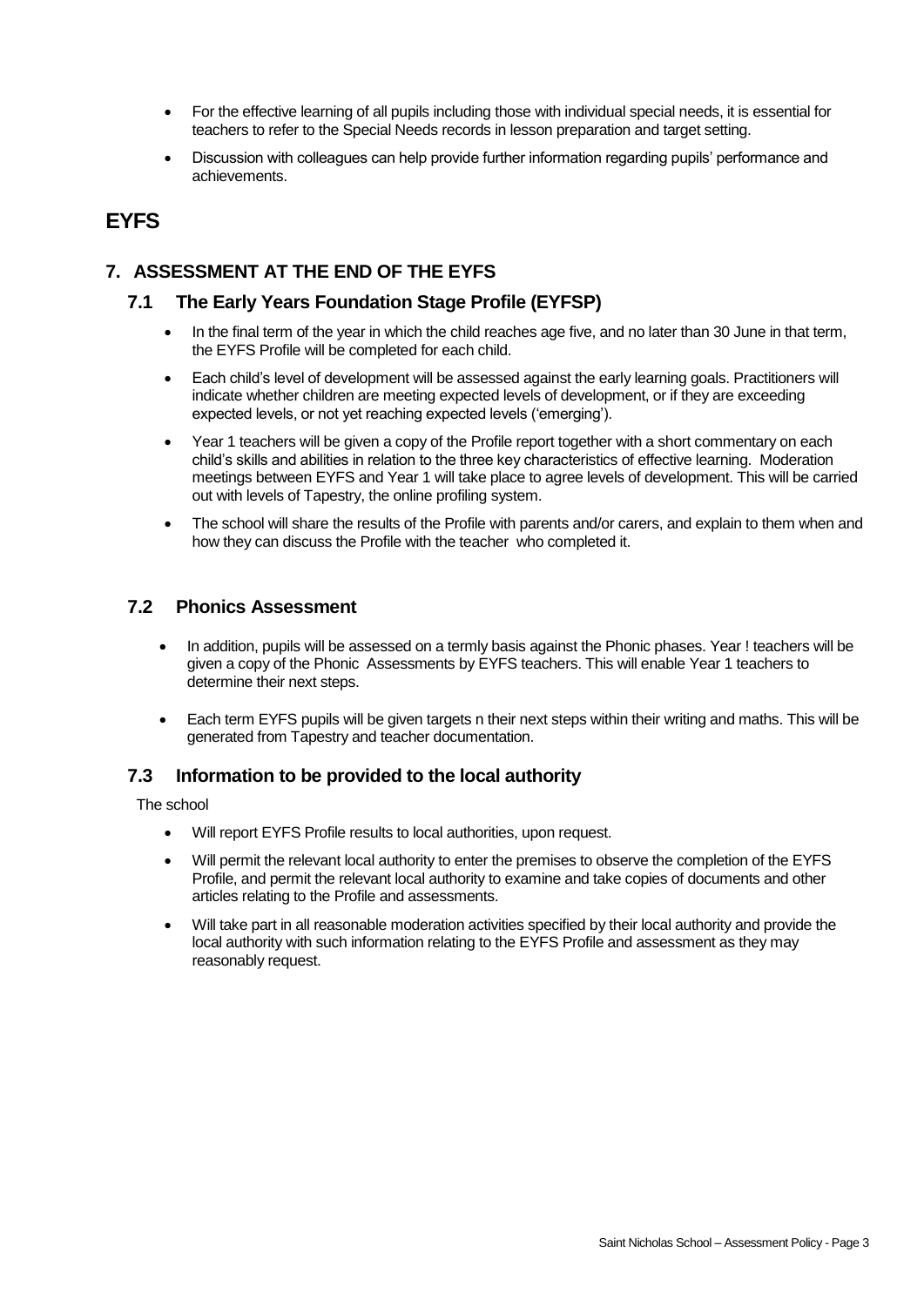- For the effective learning of all pupils including those with individual special needs, it is essential for teachers to refer to the Special Needs records in lesson preparation and target setting.
- Discussion with colleagues can help provide further information regarding pupils' performance and achievements.

# EYFS

## 7. ASSESSMENT AT THE END OF THE EYFS

### 7.1 The Early Years Foundation Stage Profile (EYFSP)

- In the final term of the year in which the child reaches age five, and no later than 30 June in that term, the EYFS Profile will be completed for each child.
- Each child's level of development will be assessed against the early learning goals. Practitioners will indicate whether children are meeting expected levels of development, or if they are exceeding expected levels, or not yet reaching expected levels ('emerging').
- Year 1 teachers will be given a copy of the Profile report together with a short commentary on each child's skills and abilities in relation to the three key characteristics of effective learning. Moderation meetings between EYFS and Year 1 will take place to agree levels of development. This will be carried out with levels of Tapestry, the online profiling system.
- The school will share the results of the Profile with parents and/or carers, and explain to them when and how they can discuss the Profile with the teacher who completed it.

### 7.2 Phonics Assessment

- In addition, pupils will be assessed on a termly basis against the Phonic phases. Year ! teachers will be given a copy of the Phonic Assessments by EYFS teachers. This will enable Year 1 teachers to determine their next steps.
- Each term EYFS pupils will be given targets n their next steps within their writing and maths. This will be generated from Tapestry and teacher documentation.

### 7.3 Information to be provided to the local authority

The school

- Will report EYFS Profile results to local authorities, upon request.
- Will permit the relevant local authority to enter the premises to observe the completion of the EYFS Profile, and permit the relevant local authority to examine and take copies of documents and other articles relating to the Profile and assessments.
- Will take part in all reasonable moderation activities specified by their local authority and provide the local authority with such information relating to the EYFS Profile and assessment as they may reasonably request.